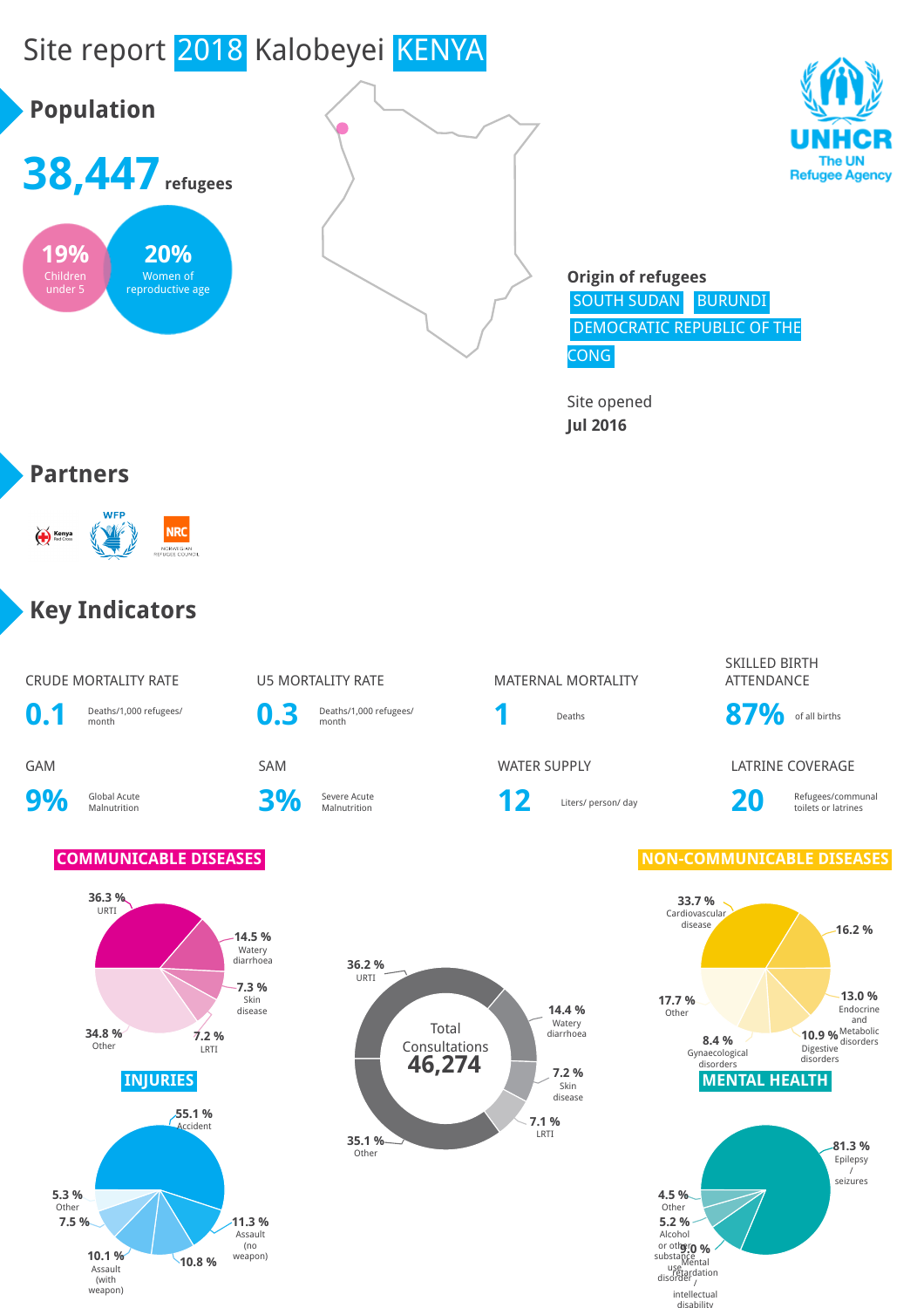# Site report 2018 Kalobeyei KENYA

UNHCR
The UN Refugee Agency

## Population

38,447 refugees

19% Children under 5

20% Women of reproductive age

**Origin of refugees**

SOUTH SUDAN BURUNDI DEMOCRATIC REPUBLIC OF THE CONG

Site opened
**Jul 2016**

## Partners

Kenya Red Cross
WFP
NRC NORWEGIAN REFUGEE COUNCIL

## Key Indicators

CRUDE MORTALITY RATE
0.1 Deaths/1,000 refugees/ month

U5 MORTALITY RATE
0.3 Deaths/1,000 refugees/ month

MATERNAL MORTALITY
1 Deaths

SKILLED BIRTH ATTENDANCE
87% of all births

GAM
9% Global Acute Malnutrition

SAM
3% Severe Acute Malnutrition

WATER SUPPLY
12 Liters/ person/ day

LATRINE COVERAGE
20 Refugees/communal toilets or latrines

### COMMUNICABLE DISEASES

36.3 % URTI
14.5 % Watery diarrhoea
7.3 % Skin disease
7.2 % LRTI
34.8 % Other

Total Consultations
46,274

36.2 % URTI
14.4 % Watery diarrhoea
7.2 % Skin disease
7.1 % LRTI
35.1 % Other

### NON-COMMUNICABLE DISEASES

33.7 % Cardiovascular disease
16.2 %
13.0 % Endocrine and Metabolic disorders
10.9 % Digestive disorders
8.4 % Gynaecological disorders
17.7 % Other

### INJURIES

55.1 % Accident
11.3 % Assault (no weapon)
10.8 %
10.1 % Assault (with weapon)
7.5 %
5.3 % Other

### MENTAL HEALTH

81.3 % Epilepsy / seizures
9.0 % Mental retardation / intellectual disability
5.2 % Alcohol or other substance use disorder
4.5 % Other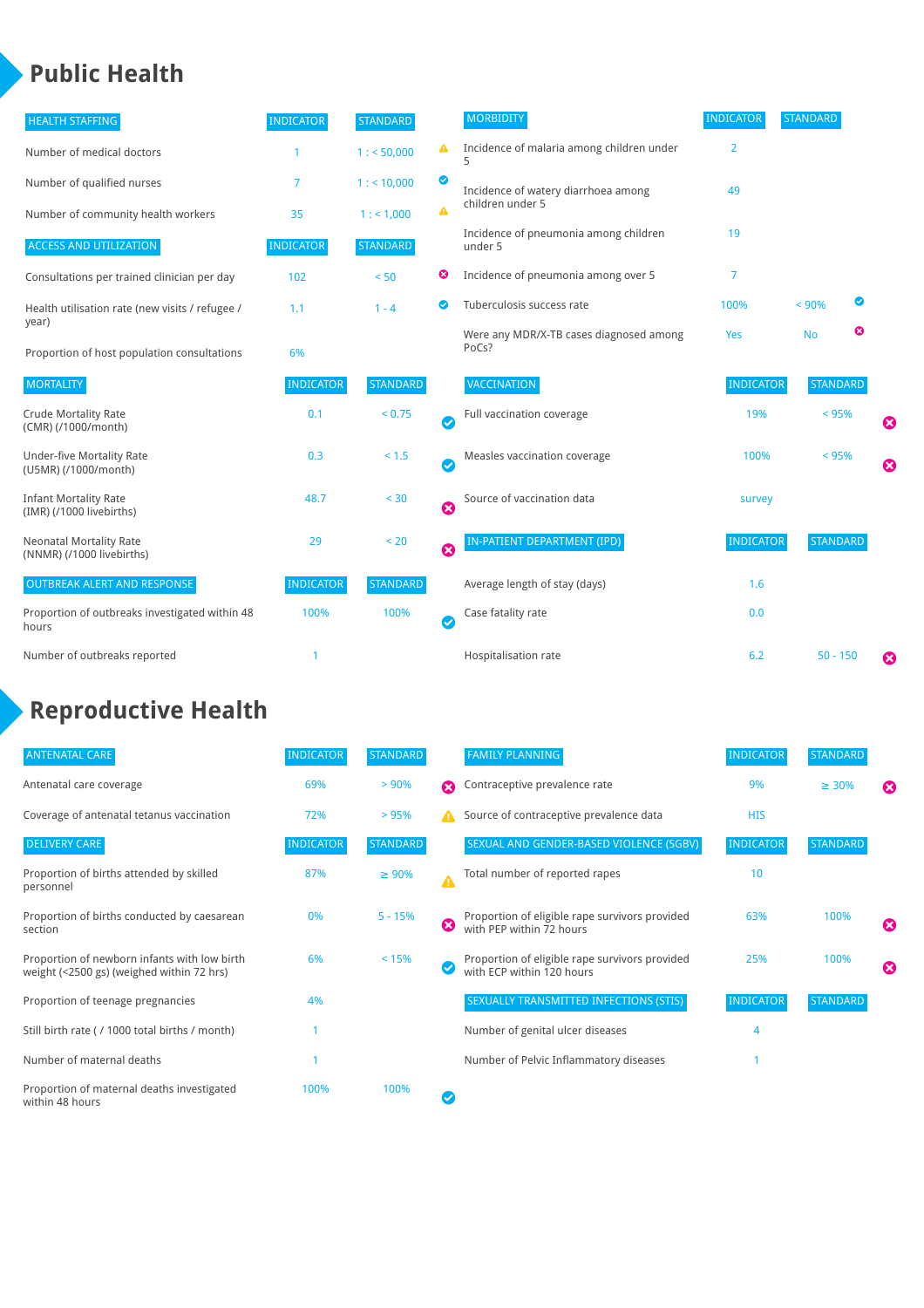# Public Health

| HEALTH STAFFING | INDICATOR | STANDARD | |
|---|---|---|---|
| Number of medical doctors | 1 | 1 : < 50,000 | ⚠ |
| Number of qualified nurses | 7 | 1 : < 10,000 | ✔ |
| Number of community health workers | 35 | 1 : < 1,000 | ⚠ |

| ACCESS AND UTILIZATION | INDICATOR | STANDARD | |
|---|---|---|---|
| Consultations per trained clinician per day | 102 | < 50 | ✖ |
| Health utilisation rate (new visits / refugee / year) | 1.1 | 1 - 4 | ✔ |
| Proportion of host population consultations | 6% | | |

| MORTALITY | INDICATOR | STANDARD | |
|---|---|---|---|
| Crude Mortality Rate (CMR) (/1000/month) | 0.1 | < 0.75 | ✔ |
| Under-five Mortality Rate (U5MR) (/1000/month) | 0.3 | < 1.5 | ✔ |
| Infant Mortality Rate (IMR) (/1000 livebirths) | 48.7 | < 30 | ✖ |
| Neonatal Mortality Rate (NNMR) (/1000 livebirths) | 29 | < 20 | ✖ |

| OUTBREAK ALERT AND RESPONSE | INDICATOR | STANDARD | |
|---|---|---|---|
| Proportion of outbreaks investigated within 48 hours | 100% | 100% | ✔ |
| Number of outbreaks reported | 1 | | |

| MORBIDITY | INDICATOR | STANDARD | |
|---|---|---|---|
| Incidence of malaria among children under 5 | 2 | | |
| Incidence of watery diarrhoea among children under 5 | 49 | | |
| Incidence of pneumonia among children under 5 | 19 | | |
| Incidence of pneumonia among over 5 | 7 | | |
| Tuberculosis success rate | 100% | < 90% | ✔ |
| Were any MDR/X-TB cases diagnosed among PoCs? | Yes | No | ✖ |

| VACCINATION | INDICATOR | STANDARD | |
|---|---|---|---|
| Full vaccination coverage | 19% | < 95% | ✖ |
| Measles vaccination coverage | 100% | < 95% | ✖ |
| Source of vaccination data | survey | | |

| IN-PATIENT DEPARTMENT (IPD) | INDICATOR | STANDARD | |
|---|---|---|---|
| Average length of stay (days) | 1.6 | | |
| Case fatality rate | 0.0 | | |
| Hospitalisation rate | 6.2 | 50 - 150 | ✖ |

# Reproductive Health

| ANTENATAL CARE | INDICATOR | STANDARD | |
|---|---|---|---|
| Antenatal care coverage | 69% | > 90% | ✖ |
| Coverage of antenatal tetanus vaccination | 72% | > 95% | ⚠ |

| DELIVERY CARE | INDICATOR | STANDARD | |
|---|---|---|---|
| Proportion of births attended by skilled personnel | 87% | ≥ 90% | ⚠ |
| Proportion of births conducted by caesarean section | 0% | 5 - 15% | ✖ |
| Proportion of newborn infants with low birth weight (<2500 gs) (weighed within 72 hrs) | 6% | < 15% | ✔ |
| Proportion of teenage pregnancies | 4% | | |
| Still birth rate ( / 1000 total births / month) | 1 | | |
| Number of maternal deaths | 1 | | |
| Proportion of maternal deaths investigated within 48 hours | 100% | 100% | ✔ |

| FAMILY PLANNING | INDICATOR | STANDARD | |
|---|---|---|---|
| Contraceptive prevalence rate | 9% | ≥ 30% | ✖ |
| Source of contraceptive prevalence data | HIS | | |

| SEXUAL AND GENDER-BASED VIOLENCE (SGBV) | INDICATOR | STANDARD | |
|---|---|---|---|
| Total number of reported rapes | 10 | | |
| Proportion of eligible rape survivors provided with PEP within 72 hours | 63% | 100% | ✖ |
| Proportion of eligible rape survivors provided with ECP within 120 hours | 25% | 100% | ✖ |

| SEXUALLY TRANSMITTED INFECTIONS (STIS) | INDICATOR | STANDARD |
|---|---|---|
| Number of genital ulcer diseases | 4 | |
| Number of Pelvic Inflammatory diseases | 1 | |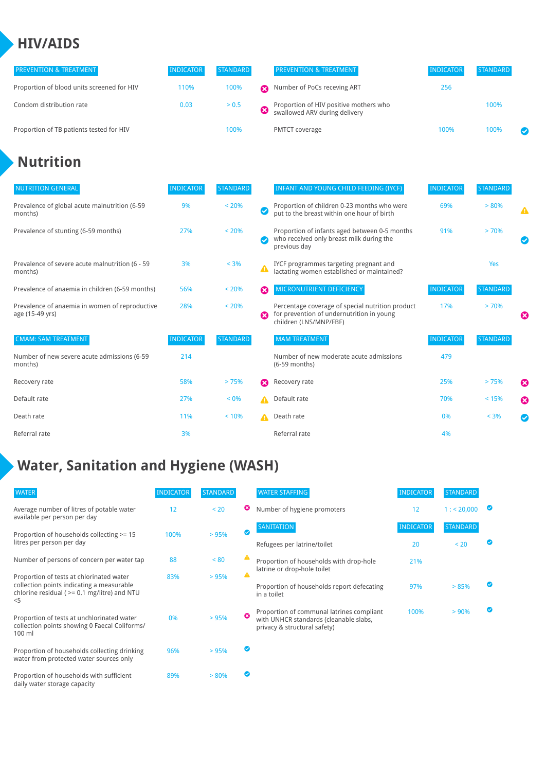# HIV/AIDS

| PREVENTION & TREATMENT | INDICATOR | STANDARD |
|---|---|---|
| Proportion of blood units screened for HIV | 110% | 100% |
| Condom distribution rate | 0.03 | > 0.5 |
| Proportion of TB patients tested for HIV | | 100% |

| PREVENTION & TREATMENT | INDICATOR | STANDARD |
|---|---|---|
| Number of PoCs receving ART | 256 | |
| Proportion of HIV positive mothers who swallowed ARV during delivery | | 100% |
| PMTCT coverage | 100% | 100% |

# Nutrition

| NUTRITION GENERAL | INDICATOR | STANDARD |
|---|---|---|
| Prevalence of global acute malnutrition (6-59 months) | 9% | < 20% |
| Prevalence of stunting (6-59 months) | 27% | < 20% |
| Prevalence of severe acute malnutrition (6 - 59 months) | 3% | < 3% |
| Prevalence of anaemia in children (6-59 months) | 56% | < 20% |
| Prevalence of anaemia in women of reproductive age (15-49 yrs) | 28% | < 20% |

| INFANT AND YOUNG CHILD FEEDING (IYCF) | INDICATOR | STANDARD |
|---|---|---|
| Proportion of children 0-23 months who were put to the breast within one hour of birth | 69% | > 80% |
| Proportion of infants aged between 0-5 months who received only breast milk during the previous day | 91% | > 70% |
| IYCF programmes targeting pregnant and lactating women established or maintained? | | Yes |

| MICRONUTRIENT DEFICIENCY | INDICATOR | STANDARD |
|---|---|---|
| Percentage coverage of special nutrition product for prevention of undernutrition in young children (LNS/MNP/FBF) | 17% | > 70% |

| CMAM: SAM TREATMENT | INDICATOR | STANDARD |
|---|---|---|
| Number of new severe acute admissions (6-59 months) | 214 | |
| Recovery rate | 58% | > 75% |
| Default rate | 27% | < 0% |
| Death rate | 11% | < 10% |
| Referral rate | 3% | |

| MAM TREATMENT | INDICATOR | STANDARD |
|---|---|---|
| Number of new moderate acute admissions (6-59 months) | 479 | |
| Recovery rate | 25% | > 75% |
| Default rate | 70% | < 15% |
| Death rate | 0% | < 3% |
| Referral rate | 4% | |

# Water, Sanitation and Hygiene (WASH)

| WATER | INDICATOR | STANDARD |
|---|---|---|
| Average number of litres of potable water available per person per day | 12 | < 20 |
| Proportion of households collecting >= 15 litres per person per day | 100% | > 95% |
| Number of persons of concern per water tap | 88 | < 80 |
| Proportion of tests at chlorinated water collection points indicating a measurable chlorine residual ( >= 0.1 mg/litre) and NTU <5 | 83% | > 95% |
| Proportion of tests at unchlorinated water collection points showing 0 Faecal Coliforms/ 100 ml | 0% | > 95% |
| Proportion of households collecting drinking water from protected water sources only | 96% | > 95% |
| Proportion of households with sufficient daily water storage capacity | 89% | > 80% |

| WATER STAFFING | INDICATOR | STANDARD |
|---|---|---|
| Number of hygiene promoters | 12 | 1 : < 20,000 |

| SANITATION | INDICATOR | STANDARD |
|---|---|---|
| Refugees per latrine/toilet | 20 | < 20 |
| Proportion of households with drop-hole latrine or drop-hole toilet | 21% | |
| Proportion of households report defecating in a toilet | 97% | > 85% |
| Proportion of communal latrines compliant with UNHCR standards (cleanable slabs, privacy & structural safety) | 100% | > 90% |